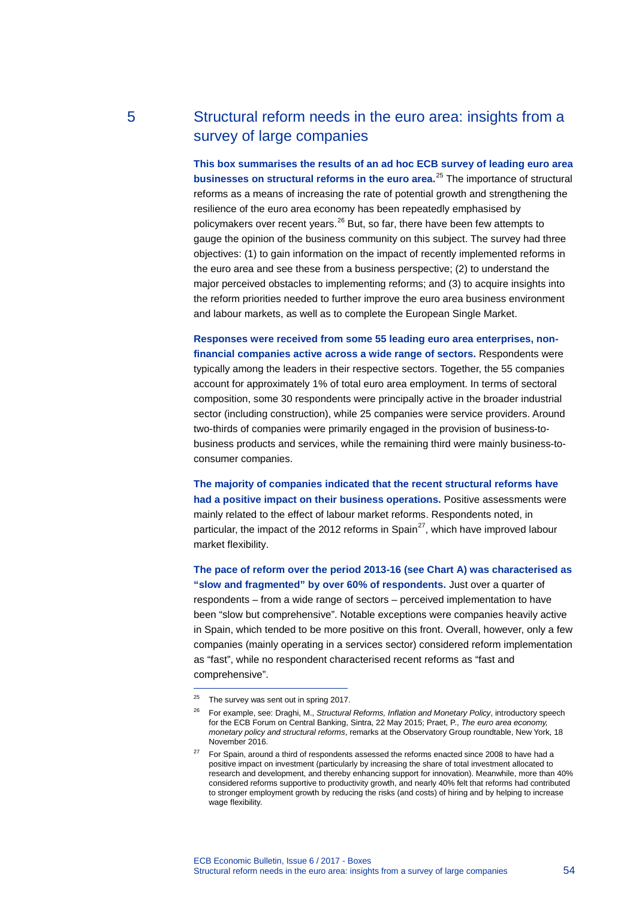# 5 Structural reform needs in the euro area: insights from a survey of large companies

**This box summarises the results of an ad hoc ECB survey of leading euro area businesses on structural reforms in the euro area.**[25] The importance of structural reforms as a means of increasing the rate of potential growth and strengthening the resilience of the euro area economy has been repeatedly emphasised by policymakers over recent years.[26] But, so far, there have been few attempts to gauge the opinion of the business community on this subject. The survey had three objectives: (1) to gain information on the impact of recently implemented reforms in the euro area and see these from a business perspective; (2) to understand the major perceived obstacles to implementing reforms; and (3) to acquire insights into the reform priorities needed to further improve the euro area business environment and labour markets, as well as to complete the European Single Market.

**Responses were received from some 55 leading euro area enterprises, non-financial companies active across a wide range of sectors.** Respondents were typically among the leaders in their respective sectors. Together, the 55 companies account for approximately 1% of total euro area employment. In terms of sectoral composition, some 30 respondents were principally active in the broader industrial sector (including construction), while 25 companies were service providers. Around two-thirds of companies were primarily engaged in the provision of business-to-business products and services, while the remaining third were mainly business-to-consumer companies.

**The majority of companies indicated that the recent structural reforms have had a positive impact on their business operations.** Positive assessments were mainly related to the effect of labour market reforms. Respondents noted, in particular, the impact of the 2012 reforms in Spain[27], which have improved labour market flexibility.

**The pace of reform over the period 2013-16 (see Chart A) was characterised as "slow and fragmented" by over 60% of respondents.** Just over a quarter of respondents – from a wide range of sectors – perceived implementation to have been "slow but comprehensive". Notable exceptions were companies heavily active in Spain, which tended to be more positive on this front. Overall, however, only a few companies (mainly operating in a services sector) considered reform implementation as "fast", while no respondent characterised recent reforms as "fast and comprehensive".

---

[25] The survey was sent out in spring 2017.

[26] For example, see: Draghi, M., *Structural Reforms, Inflation and Monetary Policy*, introductory speech for the ECB Forum on Central Banking, Sintra, 22 May 2015; Praet, P., *The euro area economy, monetary policy and structural reforms*, remarks at the Observatory Group roundtable, New York, 18 November 2016.

[27] For Spain, around a third of respondents assessed the reforms enacted since 2008 to have had a positive impact on investment (particularly by increasing the share of total investment allocated to research and development, and thereby enhancing support for innovation). Meanwhile, more than 40% considered reforms supportive to productivity growth, and nearly 40% felt that reforms had contributed to stronger employment growth by reducing the risks (and costs) of hiring and by helping to increase wage flexibility.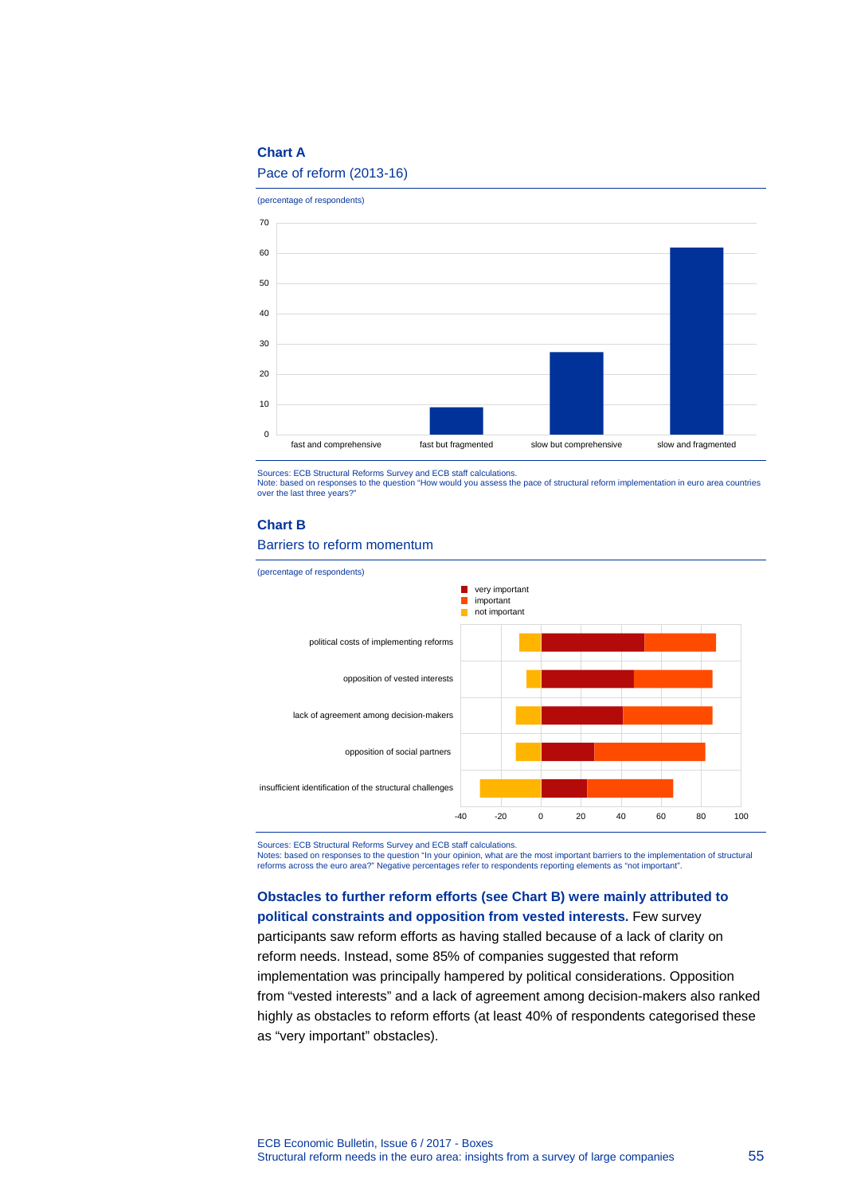**Chart A**

Pace of reform (2013-16)

(percentage of respondents)

Sources: ECB Structural Reforms Survey and ECB staff calculations.
Note: based on responses to the question "How would you assess the pace of structural reform implementation in euro area countries over the last three years?"

**Chart B**

Barriers to reform momentum

(percentage of respondents)

Sources: ECB Structural Reforms Survey and ECB staff calculations.
Notes: based on responses to the question "In your opinion, what are the most important barriers to the implementation of structural reforms across the euro area?" Negative percentages refer to respondents reporting elements as "not important".

**Obstacles to further reform efforts (see Chart B) were mainly attributed to political constraints and opposition from vested interests.** Few survey participants saw reform efforts as having stalled because of a lack of clarity on reform needs. Instead, some 85% of companies suggested that reform implementation was principally hampered by political considerations. Opposition from "vested interests" and a lack of agreement among decision-makers also ranked highly as obstacles to reform efforts (at least 40% of respondents categorised these as "very important" obstacles).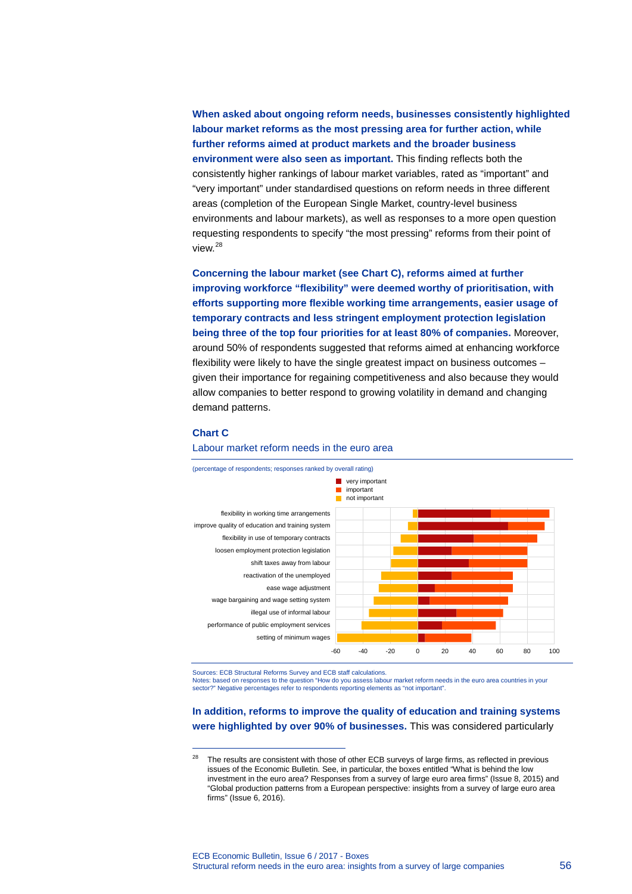**When asked about ongoing reform needs, businesses consistently highlighted labour market reforms as the most pressing area for further action, while further reforms aimed at product markets and the broader business environment were also seen as important.** This finding reflects both the consistently higher rankings of labour market variables, rated as "important" and "very important" under standardised questions on reform needs in three different areas (completion of the European Single Market, country-level business environments and labour markets), as well as responses to a more open question requesting respondents to specify "the most pressing" reforms from their point of view.[28]

**Concerning the labour market (see Chart C), reforms aimed at further improving workforce "flexibility" were deemed worthy of prioritisation, with efforts supporting more flexible working time arrangements, easier usage of temporary contracts and less stringent employment protection legislation being three of the top four priorities for at least 80% of companies.** Moreover, around 50% of respondents suggested that reforms aimed at enhancing workforce flexibility were likely to have the single greatest impact on business outcomes – given their importance for regaining competitiveness and also because they would allow companies to better respond to growing volatility in demand and changing demand patterns.

### Chart C

Labour market reform needs in the euro area

(percentage of respondents; responses ranked by overall rating)

Legend: very important; important; not important

Categories: flexibility in working time arrangements; improve quality of education and training system; flexibility in use of temporary contracts; loosen employment protection legislation; shift taxes away from labour; reactivation of the unemployed; ease wage adjustment; wage bargaining and wage setting system; illegal use of informal labour; performance of public employment services; setting of minimum wages

Sources: ECB Structural Reforms Survey and ECB staff calculations.
Notes: based on responses to the question "How do you assess labour market reform needs in the euro area countries in your sector?" Negative percentages refer to respondents reporting elements as "not important".

**In addition, reforms to improve the quality of education and training systems were highlighted by over 90% of businesses.** This was considered particularly

[28] The results are consistent with those of other ECB surveys of large firms, as reflected in previous issues of the Economic Bulletin. See, in particular, the boxes entitled "What is behind the low investment in the euro area? Responses from a survey of large euro area firms" (Issue 8, 2015) and "Global production patterns from a European perspective: insights from a survey of large euro area firms" (Issue 6, 2016).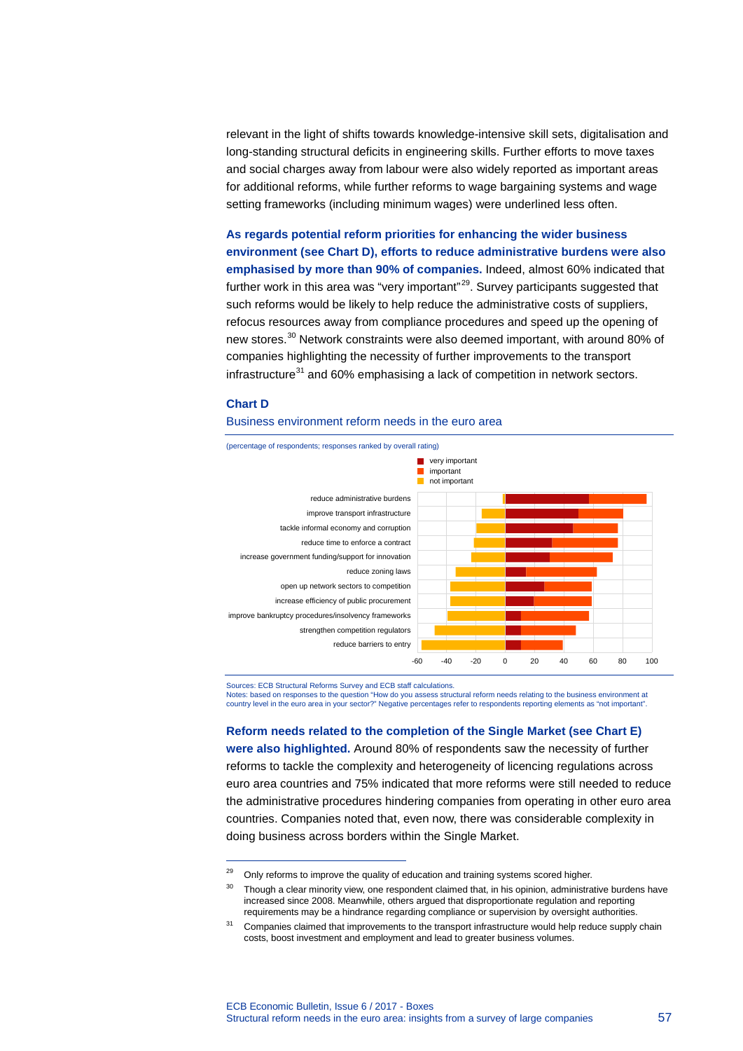relevant in the light of shifts towards knowledge-intensive skill sets, digitalisation and long-standing structural deficits in engineering skills. Further efforts to move taxes and social charges away from labour were also widely reported as important areas for additional reforms, while further reforms to wage bargaining systems and wage setting frameworks (including minimum wages) were underlined less often.

**As regards potential reform priorities for enhancing the wider business environment (see Chart D), efforts to reduce administrative burdens were also emphasised by more than 90% of companies.** Indeed, almost 60% indicated that further work in this area was "very important"[29]. Survey participants suggested that such reforms would be likely to help reduce the administrative costs of suppliers, refocus resources away from compliance procedures and speed up the opening of new stores.[30] Network constraints were also deemed important, with around 80% of companies highlighting the necessity of further improvements to the transport infrastructure[31] and 60% emphasising a lack of competition in network sectors.

**Chart D**

Business environment reform needs in the euro area

(percentage of respondents; responses ranked by overall rating)

Legend: very important; important; not important

Categories: reduce administrative burdens; improve transport infrastructure; tackle informal economy and corruption; reduce time to enforce a contract; increase government funding/support for innovation; reduce zoning laws; open up network sectors to competition; increase efficiency of public procurement; improve bankruptcy procedures/insolvency frameworks; strengthen competition regulators; reduce barriers to entry

Sources: ECB Structural Reforms Survey and ECB staff calculations.
Notes: based on responses to the question "How do you assess structural reform needs relating to the business environment at country level in the euro area in your sector?" Negative percentages refer to respondents reporting elements as "not important".

**Reform needs related to the completion of the Single Market (see Chart E) were also highlighted.** Around 80% of respondents saw the necessity of further reforms to tackle the complexity and heterogeneity of licencing regulations across euro area countries and 75% indicated that more reforms were still needed to reduce the administrative procedures hindering companies from operating in other euro area countries. Companies noted that, even now, there was considerable complexity in doing business across borders within the Single Market.

---

[29] Only reforms to improve the quality of education and training systems scored higher.

[30] Though a clear minority view, one respondent claimed that, in his opinion, administrative burdens have increased since 2008. Meanwhile, others argued that disproportionate regulation and reporting requirements may be a hindrance regarding compliance or supervision by oversight authorities.

[31] Companies claimed that improvements to the transport infrastructure would help reduce supply chain costs, boost investment and employment and lead to greater business volumes.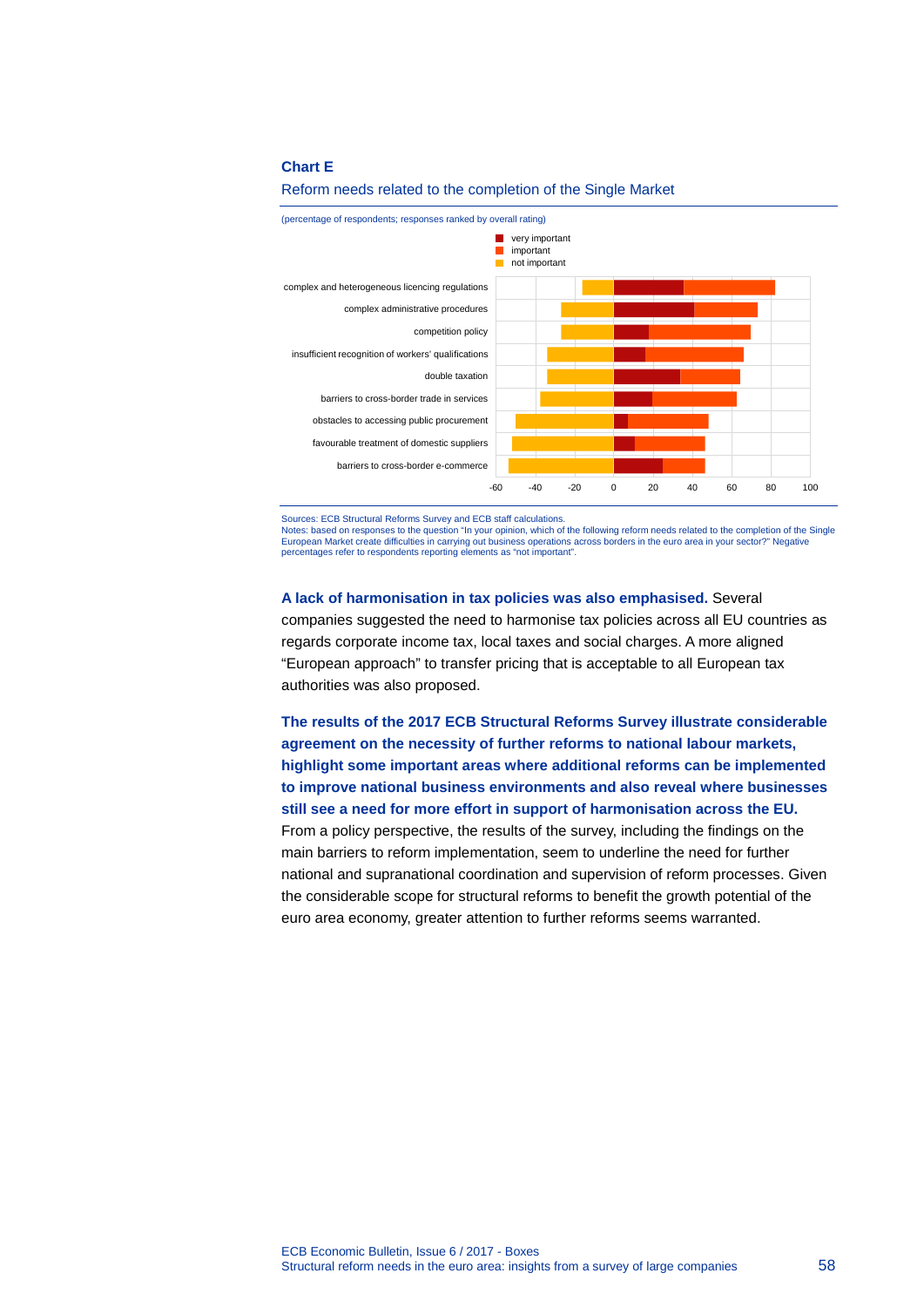**Chart E**

Reform needs related to the completion of the Single Market

(percentage of respondents; responses ranked by overall rating)

very important
important
not important

complex and heterogeneous licencing regulations
complex administrative procedures
competition policy
insufficient recognition of workers' qualifications
double taxation
barriers to cross-border trade in services
obstacles to accessing public procurement
favourable treatment of domestic suppliers
barriers to cross-border e-commerce

-60 -40 -20 0 20 40 60 80 100

Sources: ECB Structural Reforms Survey and ECB staff calculations.
Notes: based on responses to the question "In your opinion, which of the following reform needs related to the completion of the Single European Market create difficulties in carrying out business operations across borders in the euro area in your sector?" Negative percentages refer to respondents reporting elements as "not important".

**A lack of harmonisation in tax policies was also emphasised.** Several companies suggested the need to harmonise tax policies across all EU countries as regards corporate income tax, local taxes and social charges. A more aligned "European approach" to transfer pricing that is acceptable to all European tax authorities was also proposed.

**The results of the 2017 ECB Structural Reforms Survey illustrate considerable agreement on the necessity of further reforms to national labour markets, highlight some important areas where additional reforms can be implemented to improve national business environments and also reveal where businesses still see a need for more effort in support of harmonisation across the EU.** From a policy perspective, the results of the survey, including the findings on the main barriers to reform implementation, seem to underline the need for further national and supranational coordination and supervision of reform processes. Given the considerable scope for structural reforms to benefit the growth potential of the euro area economy, greater attention to further reforms seems warranted.